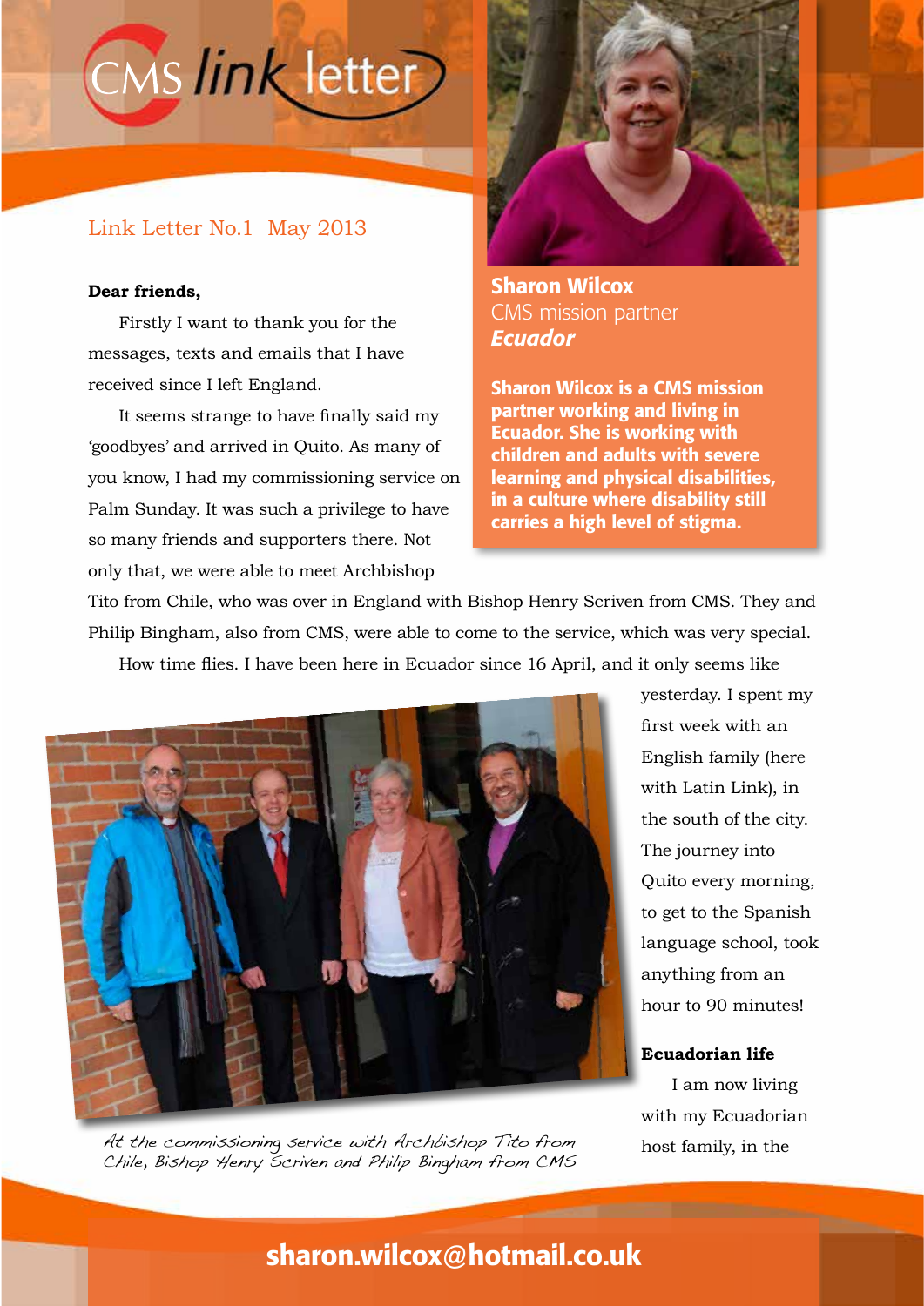# CMS link letter

Link Letter No.1 May 2013

**Sharon Wilcox**
CMS mission partner
***Ecuador***

**Sharon Wilcox is a CMS mission partner working and living in Ecuador. She is working with children and adults with severe learning and physical disabilities, in a culture where disability still carries a high level of stigma.**

**Dear friends,**

Firstly I want to thank you for the messages, texts and emails that I have received since I left England.

It seems strange to have finally said my 'goodbyes' and arrived in Quito. As many of you know, I had my commissioning service on Palm Sunday. It was such a privilege to have so many friends and supporters there. Not only that, we were able to meet Archbishop Tito from Chile, who was over in England with Bishop Henry Scriven from CMS. They and Philip Bingham, also from CMS, were able to come to the service, which was very special.

How time flies. I have been here in Ecuador since 16 April, and it only seems like yesterday. I spent my first week with an English family (here with Latin Link), in the south of the city. The journey into Quito every morning, to get to the Spanish language school, took anything from an hour to 90 minutes!

*At the commissioning service with Archbishop Tito from Chile, Bishop Henry Scriven and Philip Bingham from CMS*

**Ecuadorian life**

I am now living with my Ecuadorian host family, in the

**sharon.wilcox@hotmail.co.uk**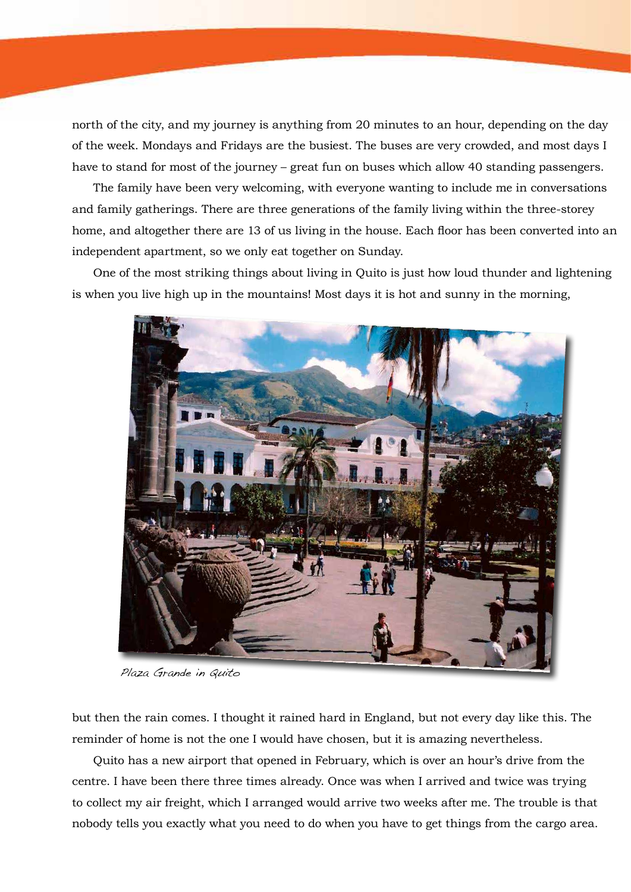north of the city, and my journey is anything from 20 minutes to an hour, depending on the day of the week. Mondays and Fridays are the busiest. The buses are very crowded, and most days I have to stand for most of the journey – great fun on buses which allow 40 standing passengers.

The family have been very welcoming, with everyone wanting to include me in conversations and family gatherings. There are three generations of the family living within the three-storey home, and altogether there are 13 of us living in the house. Each floor has been converted into an independent apartment, so we only eat together on Sunday.

One of the most striking things about living in Quito is just how loud thunder and lightening is when you live high up in the mountains! Most days it is hot and sunny in the morning,

*Plaza Grande in Quito*

but then the rain comes. I thought it rained hard in England, but not every day like this. The reminder of home is not the one I would have chosen, but it is amazing nevertheless.

Quito has a new airport that opened in February, which is over an hour's drive from the centre. I have been there three times already. Once was when I arrived and twice was trying to collect my air freight, which I arranged would arrive two weeks after me. The trouble is that nobody tells you exactly what you need to do when you have to get things from the cargo area.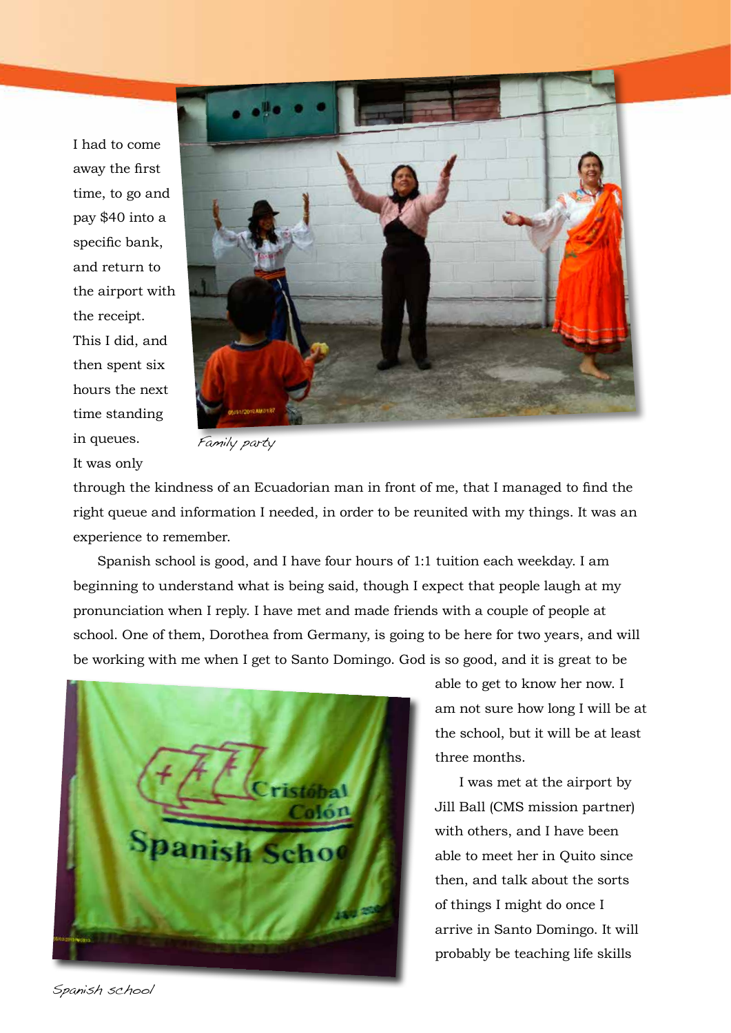I had to come away the first time, to go and pay $40 into a specific bank, and return to the airport with the receipt. This I did, and then spent six hours the next time standing in queues. It was only through the kindness of an Ecuadorian man in front of me, that I managed to find the right queue and information I needed, in order to be reunited with my things. It was an experience to remember.

Family party

Spanish school is good, and I have four hours of 1:1 tuition each weekday. I am beginning to understand what is being said, though I expect that people laugh at my pronunciation when I reply. I have met and made friends with a couple of people at school. One of them, Dorothea from Germany, is going to be here for two years, and will be working with me when I get to Santo Domingo. God is so good, and it is great to be able to get to know her now. I am not sure how long I will be at the school, but it will be at least three months.

I was met at the airport by Jill Ball (CMS mission partner) with others, and I have been able to meet her in Quito since then, and talk about the sorts of things I might do once I arrive in Santo Domingo. It will probably be teaching life skills

Spanish school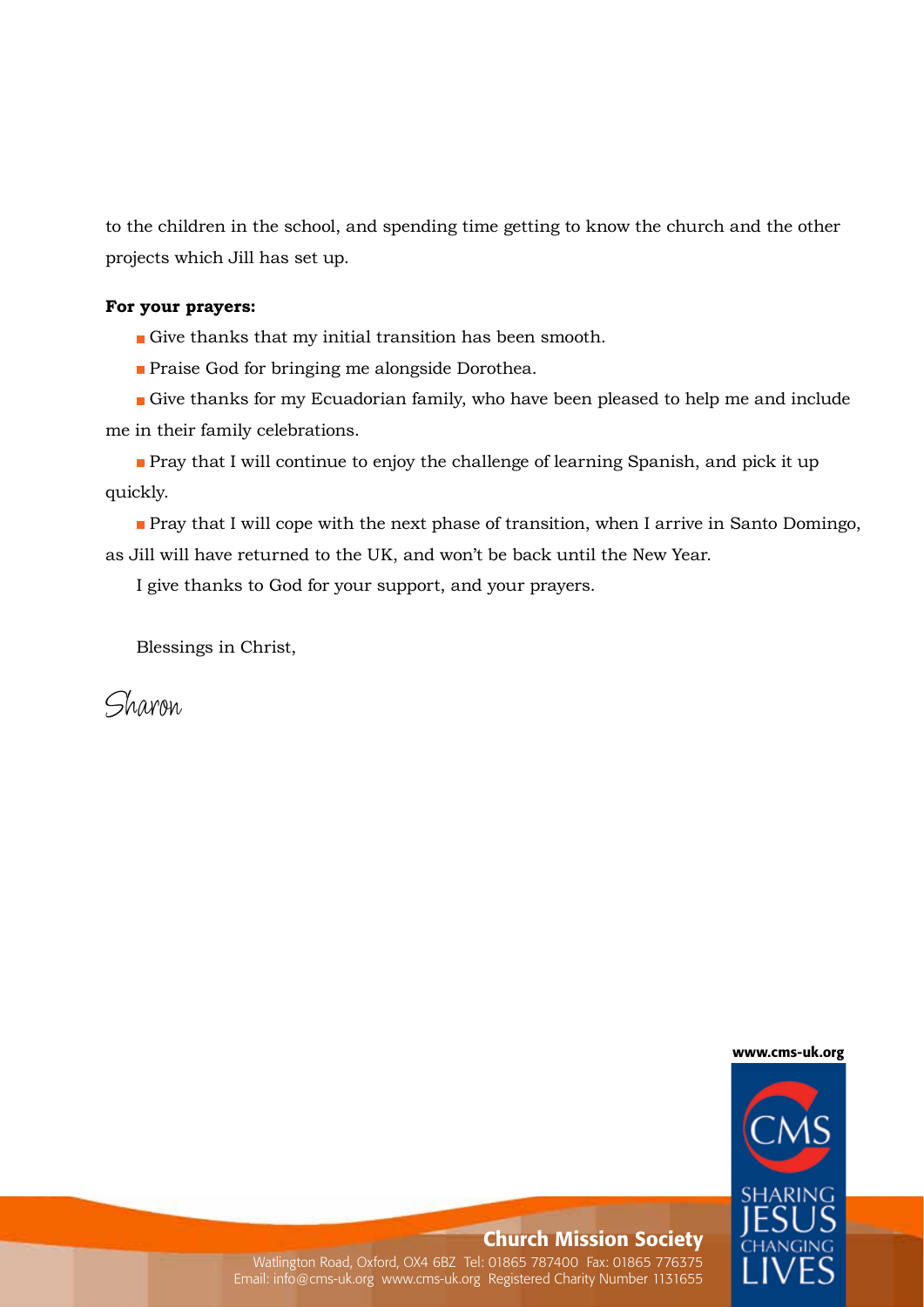to the children in the school, and spending time getting to know the church and the other projects which Jill has set up.

**For your prayers:**

- Give thanks that my initial transition has been smooth.
- Praise God for bringing me alongside Dorothea.
- Give thanks for my Ecuadorian family, who have been pleased to help me and include me in their family celebrations.
- Pray that I will continue to enjoy the challenge of learning Spanish, and pick it up quickly.
- Pray that I will cope with the next phase of transition, when I arrive in Santo Domingo, as Jill will have returned to the UK, and won't be back until the New Year.

I give thanks to God for your support, and your prayers.

Blessings in Christ,

Sharon

www.cms-uk.org

CMS
SHARING JESUS CHANGING LIVES

**Church Mission Society**
Watlington Road, Oxford, OX4 6BZ Tel: 01865 787400 Fax: 01865 776375
Email: info@cms-uk.org www.cms-uk.org Registered Charity Number 1131655